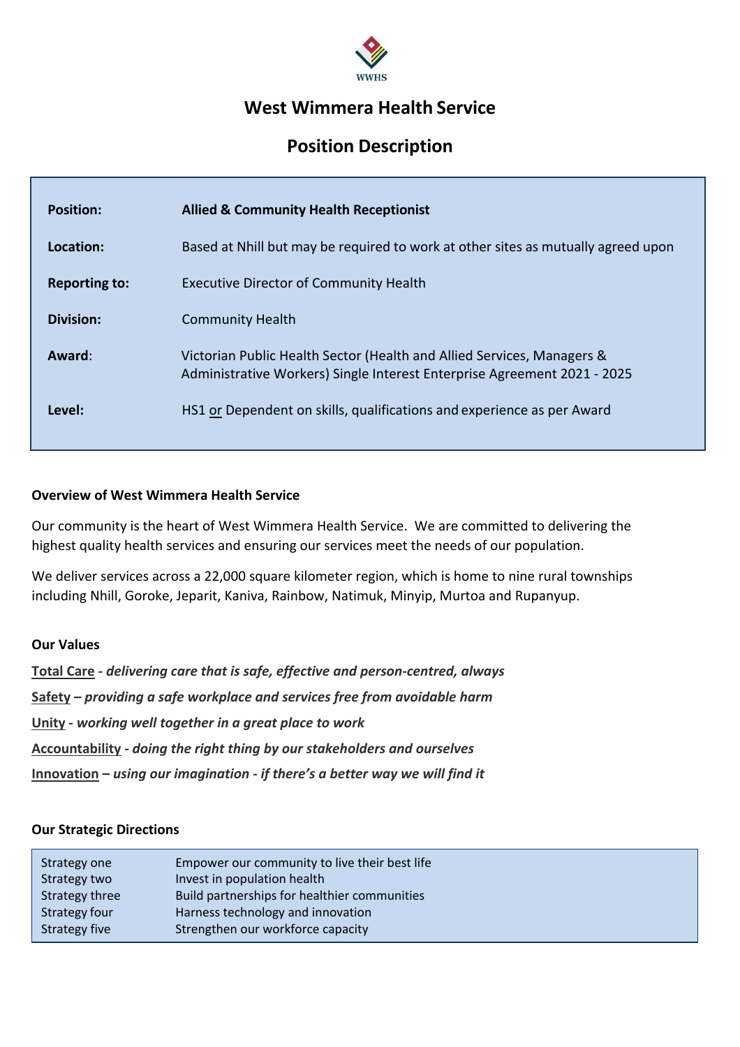WWHS

# West Wimmera Health Service

## Position Description

| | |
|---|---|
| **Position:** | **Allied & Community Health Receptionist** |
| **Location:** | Based at Nhill but may be required to work at other sites as mutually agreed upon |
| **Reporting to:** | Executive Director of Community Health |
| **Division:** | Community Health |
| **Award**: | Victorian Public Health Sector (Health and Allied Services, Managers & Administrative Workers) Single Interest Enterprise Agreement 2021 - 2025 |
| **Level:** | HS1 or Dependent on skills, qualifications and experience as per Award |

### Overview of West Wimmera Health Service

Our community is the heart of West Wimmera Health Service. We are committed to delivering the highest quality health services and ensuring our services meet the needs of our population.

We deliver services across a 22,000 square kilometer region, which is home to nine rural townships including Nhill, Goroke, Jeparit, Kaniva, Rainbow, Natimuk, Minyip, Murtoa and Rupanyup.

### Our Values

**Total Care** - ***delivering care that is safe, effective and person-centred, always***

**Safety** – ***providing a safe workplace and services free from avoidable harm***

**Unity** - ***working well together in a great place to work***

**Accountability** - ***doing the right thing by our stakeholders and ourselves***

**Innovation** – ***using our imagination - if there's a better way we will find it***

### Our Strategic Directions

| | |
|---|---|
| Strategy one | Empower our community to live their best life |
| Strategy two | Invest in population health |
| Strategy three | Build partnerships for healthier communities |
| Strategy four | Harness technology and innovation |
| Strategy five | Strengthen our workforce capacity |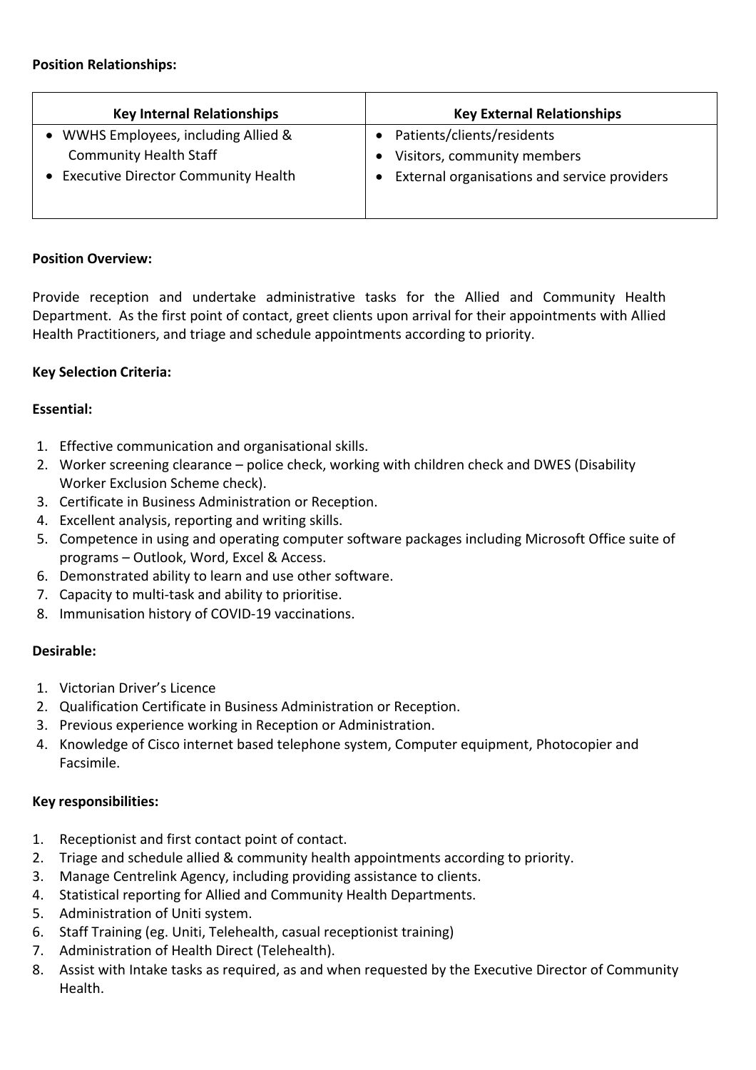**Position Relationships:**

| Key Internal Relationships | Key External Relationships |
|---|---|
| • WWHS Employees, including Allied & Community Health Staff<br>• Executive Director Community Health | • Patients/clients/residents<br>• Visitors, community members<br>• External organisations and service providers |

**Position Overview:**

Provide reception and undertake administrative tasks for the Allied and Community Health Department. As the first point of contact, greet clients upon arrival for their appointments with Allied Health Practitioners, and triage and schedule appointments according to priority.

**Key Selection Criteria:**

**Essential:**

1. Effective communication and organisational skills.
2. Worker screening clearance – police check, working with children check and DWES (Disability Worker Exclusion Scheme check).
3. Certificate in Business Administration or Reception.
4. Excellent analysis, reporting and writing skills.
5. Competence in using and operating computer software packages including Microsoft Office suite of programs – Outlook, Word, Excel & Access.
6. Demonstrated ability to learn and use other software.
7. Capacity to multi-task and ability to prioritise.
8. Immunisation history of COVID-19 vaccinations.

**Desirable:**

1. Victorian Driver's Licence
2. Qualification Certificate in Business Administration or Reception.
3. Previous experience working in Reception or Administration.
4. Knowledge of Cisco internet based telephone system, Computer equipment, Photocopier and Facsimile.

**Key responsibilities:**

1. Receptionist and first contact point of contact.
2. Triage and schedule allied & community health appointments according to priority.
3. Manage Centrelink Agency, including providing assistance to clients.
4. Statistical reporting for Allied and Community Health Departments.
5. Administration of Uniti system.
6. Staff Training (eg. Uniti, Telehealth, casual receptionist training)
7. Administration of Health Direct (Telehealth).
8. Assist with Intake tasks as required, as and when requested by the Executive Director of Community Health.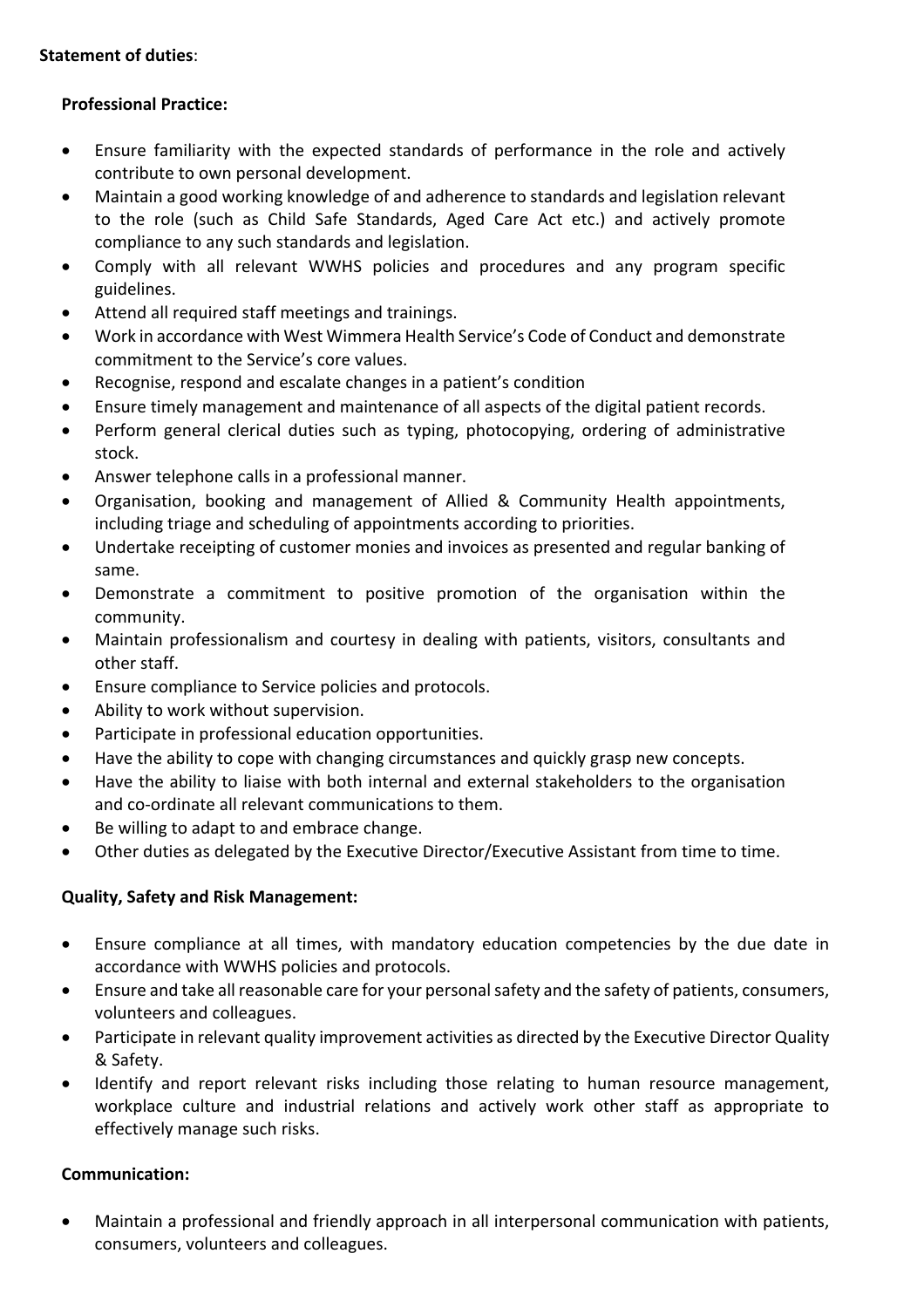**Statement of duties**:

**Professional Practice:**

- Ensure familiarity with the expected standards of performance in the role and actively contribute to own personal development.
- Maintain a good working knowledge of and adherence to standards and legislation relevant to the role (such as Child Safe Standards, Aged Care Act etc.) and actively promote compliance to any such standards and legislation.
- Comply with all relevant WWHS policies and procedures and any program specific guidelines.
- Attend all required staff meetings and trainings.
- Work in accordance with West Wimmera Health Service's Code of Conduct and demonstrate commitment to the Service's core values.
- Recognise, respond and escalate changes in a patient's condition
- Ensure timely management and maintenance of all aspects of the digital patient records.
- Perform general clerical duties such as typing, photocopying, ordering of administrative stock.
- Answer telephone calls in a professional manner.
- Organisation, booking and management of Allied & Community Health appointments, including triage and scheduling of appointments according to priorities.
- Undertake receipting of customer monies and invoices as presented and regular banking of same.
- Demonstrate a commitment to positive promotion of the organisation within the community.
- Maintain professionalism and courtesy in dealing with patients, visitors, consultants and other staff.
- Ensure compliance to Service policies and protocols.
- Ability to work without supervision.
- Participate in professional education opportunities.
- Have the ability to cope with changing circumstances and quickly grasp new concepts.
- Have the ability to liaise with both internal and external stakeholders to the organisation and co-ordinate all relevant communications to them.
- Be willing to adapt to and embrace change.
- Other duties as delegated by the Executive Director/Executive Assistant from time to time.

**Quality, Safety and Risk Management:**

- Ensure compliance at all times, with mandatory education competencies by the due date in accordance with WWHS policies and protocols.
- Ensure and take all reasonable care for your personal safety and the safety of patients, consumers, volunteers and colleagues.
- Participate in relevant quality improvement activities as directed by the Executive Director Quality & Safety.
- Identify and report relevant risks including those relating to human resource management, workplace culture and industrial relations and actively work other staff as appropriate to effectively manage such risks.

**Communication:**

- Maintain a professional and friendly approach in all interpersonal communication with patients, consumers, volunteers and colleagues.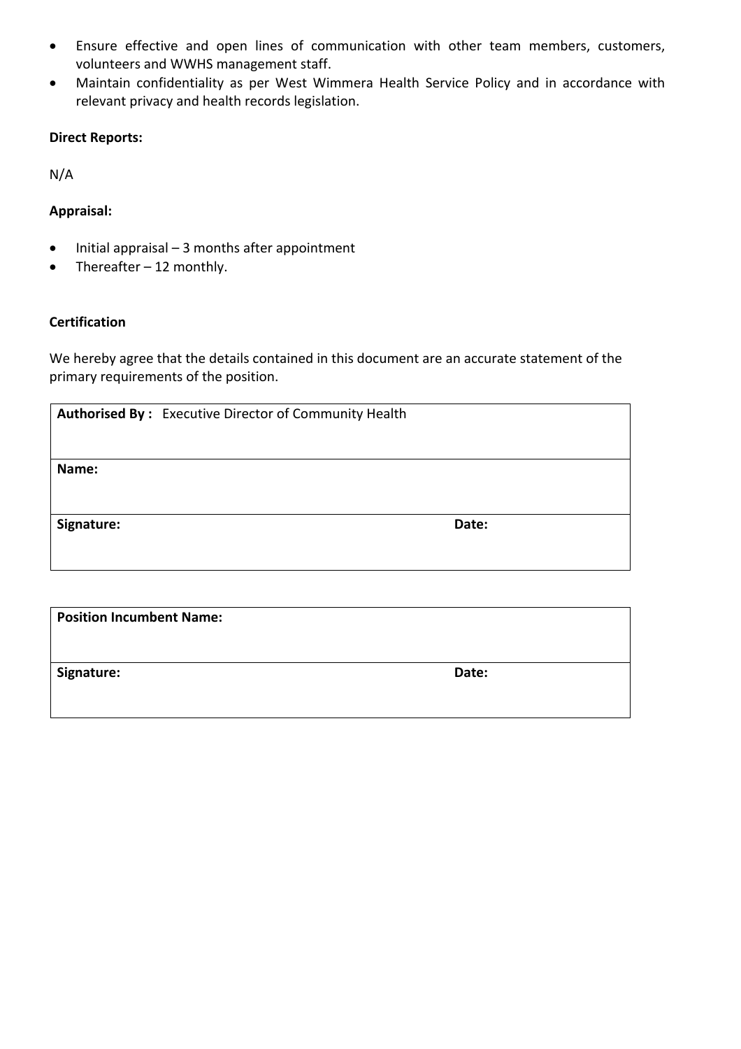- Ensure effective and open lines of communication with other team members, customers, volunteers and WWHS management staff.
- Maintain confidentiality as per West Wimmera Health Service Policy and in accordance with relevant privacy and health records legislation.

**Direct Reports:**

N/A

**Appraisal:**

- Initial appraisal – 3 months after appointment
- Thereafter – 12 monthly.

**Certification**

We hereby agree that the details contained in this document are an accurate statement of the primary requirements of the position.

| | |
|---|---|
| **Authorised By :** Executive Director of Community Health | |
| **Name:** | |
| **Signature:** | **Date:** |

| | |
|---|---|
| **Position Incumbent Name:** | |
| **Signature:** | **Date:** |